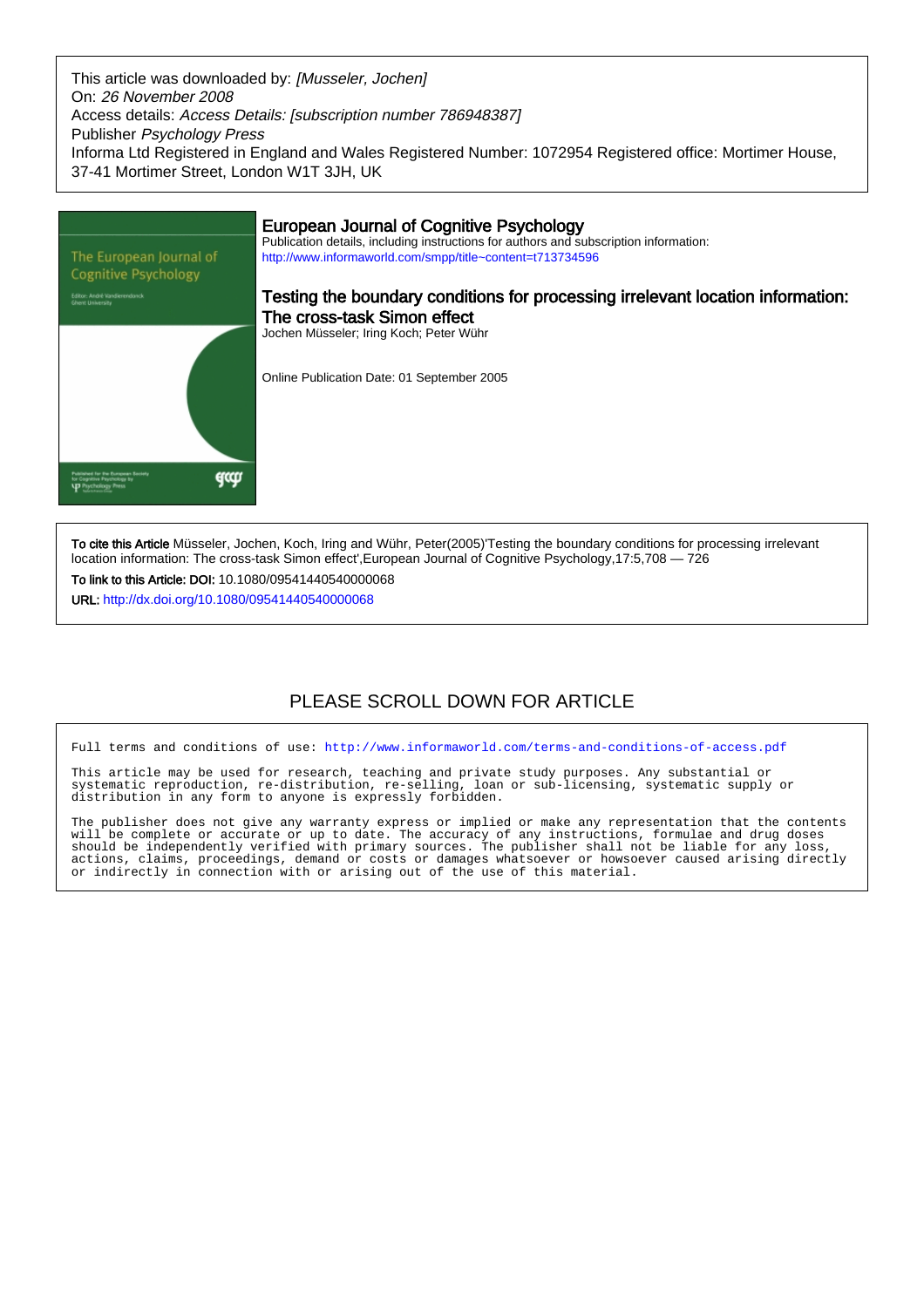This article was downloaded by: *[Musseler, Jochen]*
On: *26 November 2008*
Access details: *Access Details: [subscription number 786948387]*
Publisher *Psychology Press*
Informa Ltd Registered in England and Wales Registered Number: 1072954 Registered office: Mortimer House, 37-41 Mortimer Street, London W1T 3JH, UK

# European Journal of Cognitive Psychology

Publication details, including instructions for authors and subscription information:
http://www.informaworld.com/smpp/title~content=t713734596

## Testing the boundary conditions for processing irrelevant location information: The cross-task Simon effect

Jochen Müsseler; Iring Koch; Peter Wühr

Online Publication Date: 01 September 2005

**To cite this Article** Müsseler, Jochen, Koch, Iring and Wühr, Peter(2005)'Testing the boundary conditions for processing irrelevant location information: The cross-task Simon effect',European Journal of Cognitive Psychology,17:5,708 — 726

**To link to this Article: DOI:** 10.1080/09541440540000068

**URL:** http://dx.doi.org/10.1080/09541440540000068

PLEASE SCROLL DOWN FOR ARTICLE

Full terms and conditions of use: http://www.informaworld.com/terms-and-conditions-of-access.pdf

This article may be used for research, teaching and private study purposes. Any substantial or systematic reproduction, re-distribution, re-selling, loan or sub-licensing, systematic supply or distribution in any form to anyone is expressly forbidden.

The publisher does not give any warranty express or implied or make any representation that the contents will be complete or accurate or up to date. The accuracy of any instructions, formulae and drug doses should be independently verified with primary sources. The publisher shall not be liable for any loss, actions, claims, proceedings, demand or costs or damages whatsoever or howsoever caused arising directly or indirectly in connection with or arising out of the use of this material.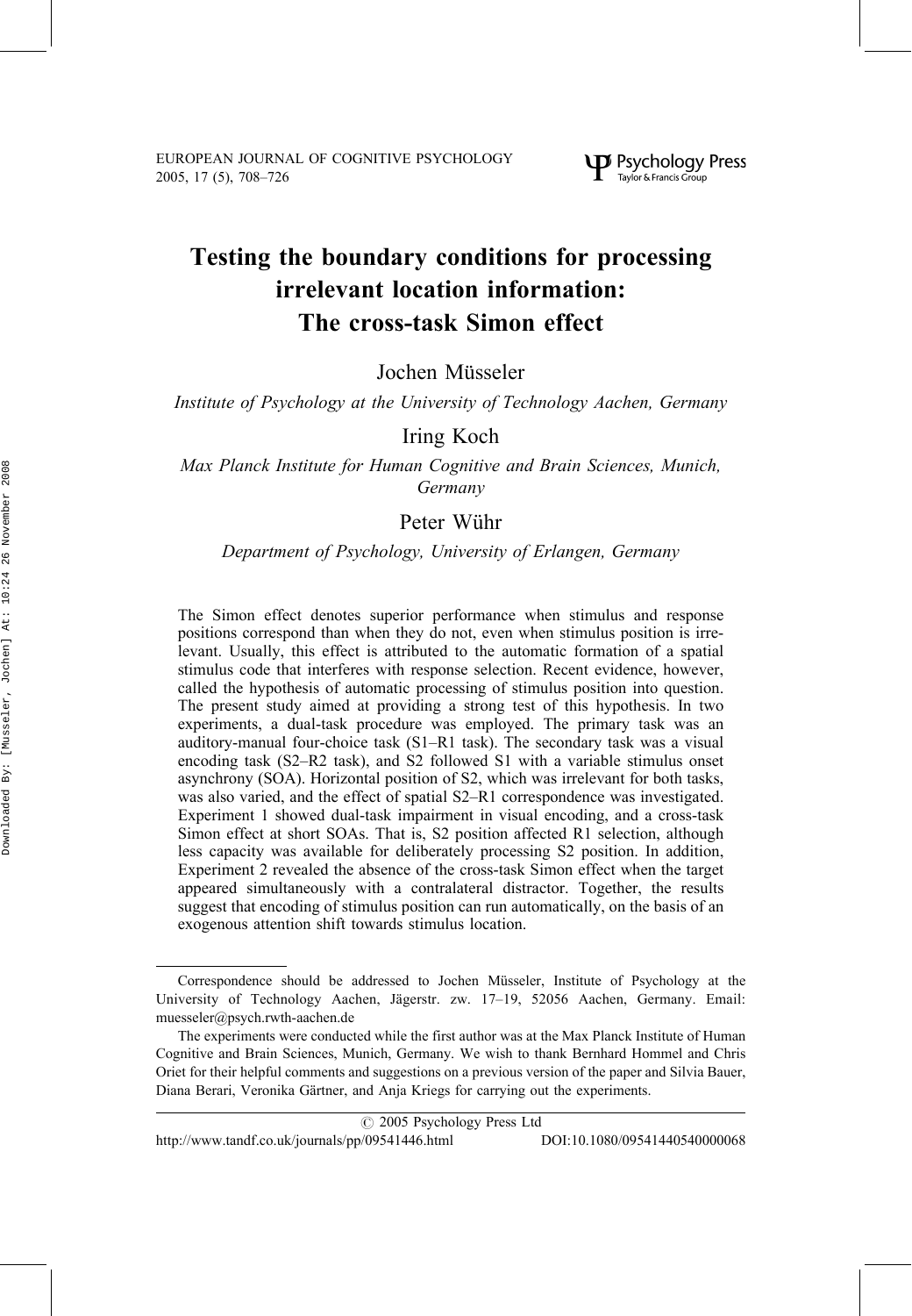# Testing the boundary conditions for processing irrelevant location information: The cross-task Simon effect

Jochen Müsseler

*Institute of Psychology at the University of Technology Aachen, Germany*

Iring Koch

*Max Planck Institute for Human Cognitive and Brain Sciences, Munich, Germany*

Peter Wühr

*Department of Psychology, University of Erlangen, Germany*

The Simon effect denotes superior performance when stimulus and response positions correspond than when they do not, even when stimulus position is irrelevant. Usually, this effect is attributed to the automatic formation of a spatial stimulus code that interferes with response selection. Recent evidence, however, called the hypothesis of automatic processing of stimulus position into question. The present study aimed at providing a strong test of this hypothesis. In two experiments, a dual-task procedure was employed. The primary task was an auditory-manual four-choice task (S1–R1 task). The secondary task was a visual encoding task (S2–R2 task), and S2 followed S1 with a variable stimulus onset asynchrony (SOA). Horizontal position of S2, which was irrelevant for both tasks, was also varied, and the effect of spatial S2–R1 correspondence was investigated. Experiment 1 showed dual-task impairment in visual encoding, and a cross-task Simon effect at short SOAs. That is, S2 position affected R1 selection, although less capacity was available for deliberately processing S2 position. In addition, Experiment 2 revealed the absence of the cross-task Simon effect when the target appeared simultaneously with a contralateral distractor. Together, the results suggest that encoding of stimulus position can run automatically, on the basis of an exogenous attention shift towards stimulus location.

Correspondence should be addressed to Jochen Müsseler, Institute of Psychology at the University of Technology Aachen, Jägerstr. zw. 17–19, 52056 Aachen, Germany. Email: muesseler@psych.rwth-aachen.de

The experiments were conducted while the first author was at the Max Planck Institute of Human Cognitive and Brain Sciences, Munich, Germany. We wish to thank Bernhard Hommel and Chris Oriet for their helpful comments and suggestions on a previous version of the paper and Silvia Bauer, Diana Berari, Veronika Gärtner, and Anja Kriegs for carrying out the experiments.

© 2005 Psychology Press Ltd

http://www.tandf.co.uk/journals/pp/09541446.html DOI:10.1080/09541440540000068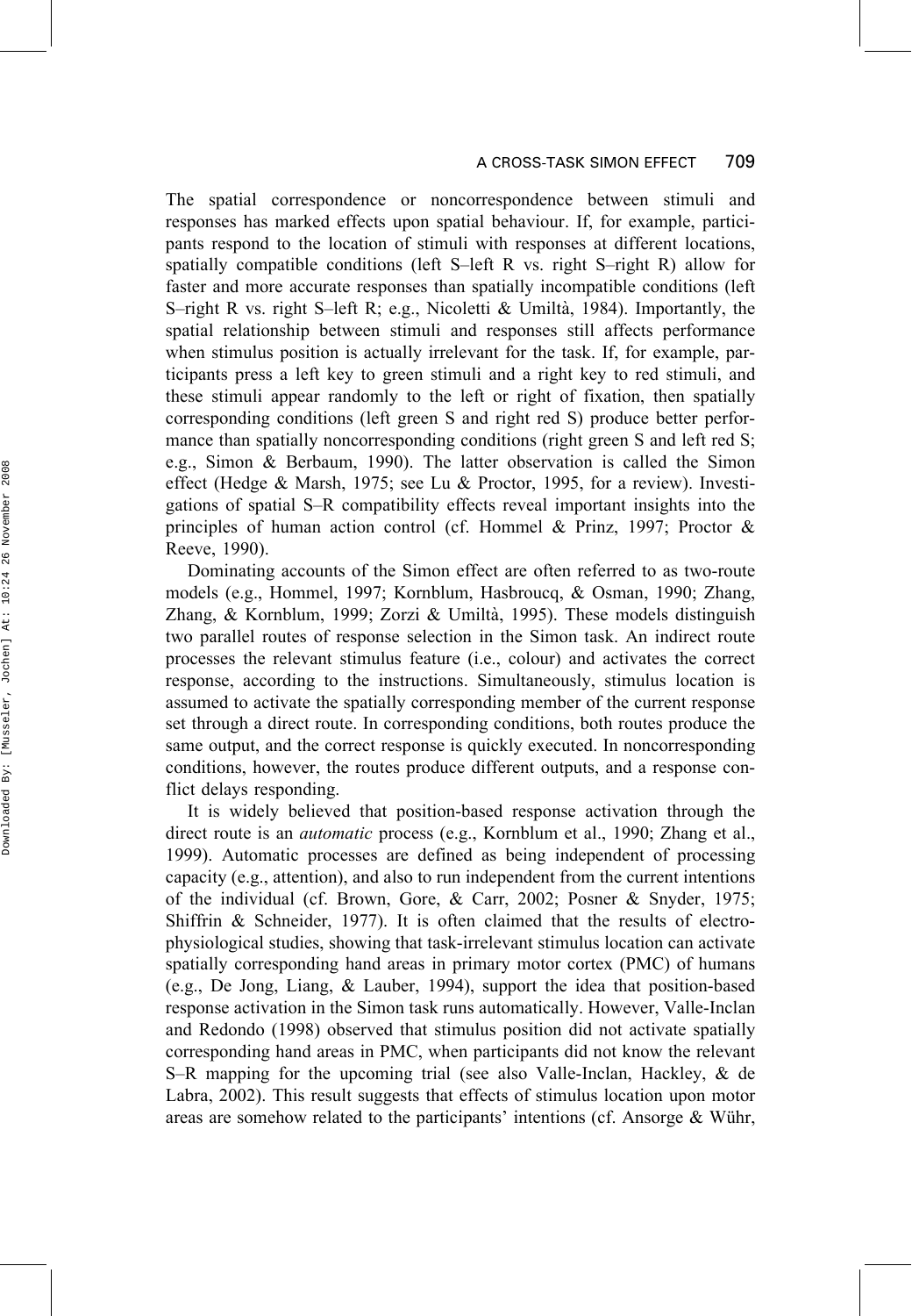The spatial correspondence or noncorrespondence between stimuli and responses has marked effects upon spatial behaviour. If, for example, participants respond to the location of stimuli with responses at different locations, spatially compatible conditions (left S–left R vs. right S–right R) allow for faster and more accurate responses than spatially incompatible conditions (left S–right R vs. right S–left R; e.g., Nicoletti & Umiltà, 1984). Importantly, the spatial relationship between stimuli and responses still affects performance when stimulus position is actually irrelevant for the task. If, for example, participants press a left key to green stimuli and a right key to red stimuli, and these stimuli appear randomly to the left or right of fixation, then spatially corresponding conditions (left green S and right red S) produce better performance than spatially noncorresponding conditions (right green S and left red S; e.g., Simon & Berbaum, 1990). The latter observation is called the Simon effect (Hedge & Marsh, 1975; see Lu & Proctor, 1995, for a review). Investigations of spatial S–R compatibility effects reveal important insights into the principles of human action control (cf. Hommel & Prinz, 1997; Proctor & Reeve, 1990).

Dominating accounts of the Simon effect are often referred to as two-route models (e.g., Hommel, 1997; Kornblum, Hasbroucq, & Osman, 1990; Zhang, Zhang, & Kornblum, 1999; Zorzi & Umiltà, 1995). These models distinguish two parallel routes of response selection in the Simon task. An indirect route processes the relevant stimulus feature (i.e., colour) and activates the correct response, according to the instructions. Simultaneously, stimulus location is assumed to activate the spatially corresponding member of the current response set through a direct route. In corresponding conditions, both routes produce the same output, and the correct response is quickly executed. In noncorresponding conditions, however, the routes produce different outputs, and a response conflict delays responding.

It is widely believed that position-based response activation through the direct route is an *automatic* process (e.g., Kornblum et al., 1990; Zhang et al., 1999). Automatic processes are defined as being independent of processing capacity (e.g., attention), and also to run independent from the current intentions of the individual (cf. Brown, Gore, & Carr, 2002; Posner & Snyder, 1975; Shiffrin & Schneider, 1977). It is often claimed that the results of electrophysiological studies, showing that task-irrelevant stimulus location can activate spatially corresponding hand areas in primary motor cortex (PMC) of humans (e.g., De Jong, Liang, & Lauber, 1994), support the idea that position-based response activation in the Simon task runs automatically. However, Valle-Inclan and Redondo (1998) observed that stimulus position did not activate spatially corresponding hand areas in PMC, when participants did not know the relevant S–R mapping for the upcoming trial (see also Valle-Inclan, Hackley, & de Labra, 2002). This result suggests that effects of stimulus location upon motor areas are somehow related to the participants' intentions (cf. Ansorge & Wühr,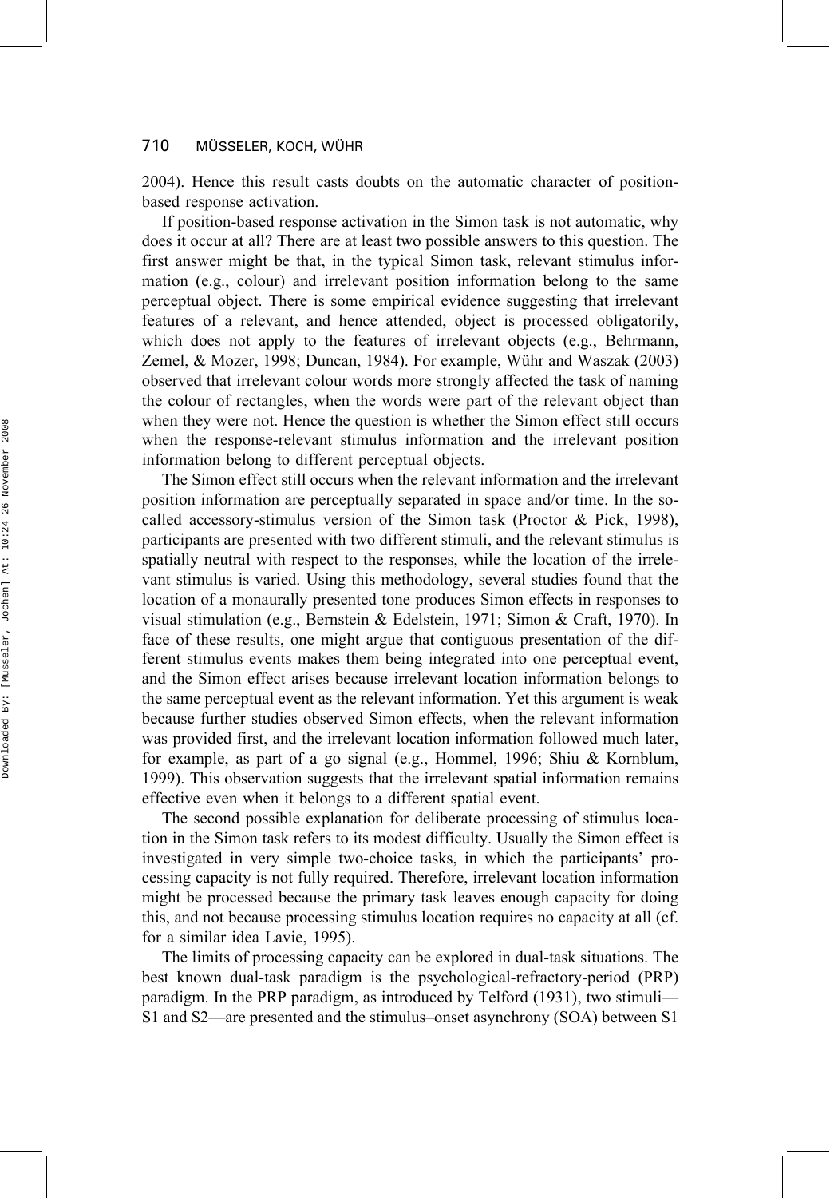2004). Hence this result casts doubts on the automatic character of position-based response activation.

If position-based response activation in the Simon task is not automatic, why does it occur at all? There are at least two possible answers to this question. The first answer might be that, in the typical Simon task, relevant stimulus information (e.g., colour) and irrelevant position information belong to the same perceptual object. There is some empirical evidence suggesting that irrelevant features of a relevant, and hence attended, object is processed obligatorily, which does not apply to the features of irrelevant objects (e.g., Behrmann, Zemel, & Mozer, 1998; Duncan, 1984). For example, Wühr and Waszak (2003) observed that irrelevant colour words more strongly affected the task of naming the colour of rectangles, when the words were part of the relevant object than when they were not. Hence the question is whether the Simon effect still occurs when the response-relevant stimulus information and the irrelevant position information belong to different perceptual objects.

The Simon effect still occurs when the relevant information and the irrelevant position information are perceptually separated in space and/or time. In the so-called accessory-stimulus version of the Simon task (Proctor & Pick, 1998), participants are presented with two different stimuli, and the relevant stimulus is spatially neutral with respect to the responses, while the location of the irrelevant stimulus is varied. Using this methodology, several studies found that the location of a monaurally presented tone produces Simon effects in responses to visual stimulation (e.g., Bernstein & Edelstein, 1971; Simon & Craft, 1970). In face of these results, one might argue that contiguous presentation of the different stimulus events makes them being integrated into one perceptual event, and the Simon effect arises because irrelevant location information belongs to the same perceptual event as the relevant information. Yet this argument is weak because further studies observed Simon effects, when the relevant information was provided first, and the irrelevant location information followed much later, for example, as part of a go signal (e.g., Hommel, 1996; Shiu & Kornblum, 1999). This observation suggests that the irrelevant spatial information remains effective even when it belongs to a different spatial event.

The second possible explanation for deliberate processing of stimulus location in the Simon task refers to its modest difficulty. Usually the Simon effect is investigated in very simple two-choice tasks, in which the participants' processing capacity is not fully required. Therefore, irrelevant location information might be processed because the primary task leaves enough capacity for doing this, and not because processing stimulus location requires no capacity at all (cf. for a similar idea Lavie, 1995).

The limits of processing capacity can be explored in dual-task situations. The best known dual-task paradigm is the psychological-refractory-period (PRP) paradigm. In the PRP paradigm, as introduced by Telford (1931), two stimuli—S1 and S2—are presented and the stimulus–onset asynchrony (SOA) between S1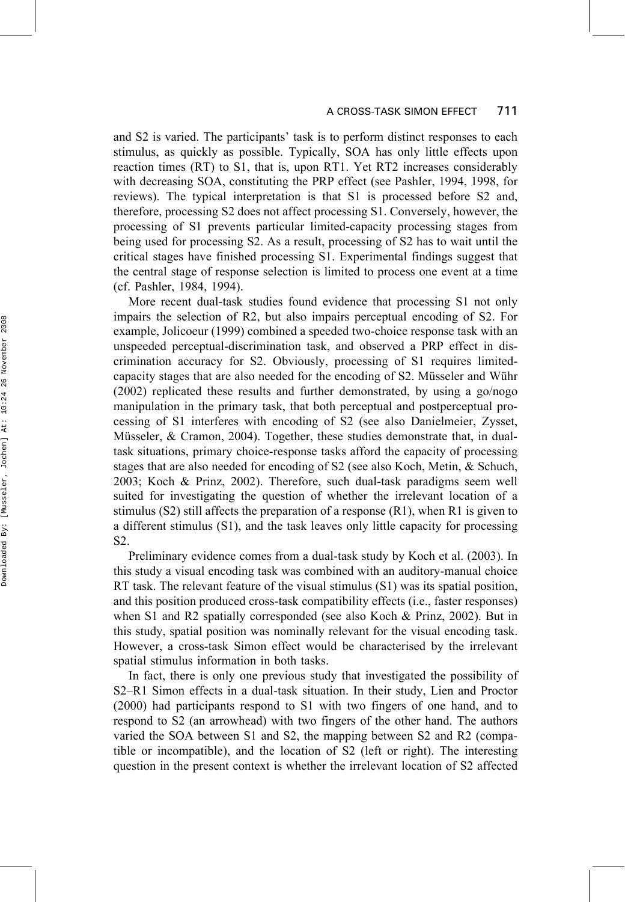and S2 is varied. The participants' task is to perform distinct responses to each stimulus, as quickly as possible. Typically, SOA has only little effects upon reaction times (RT) to S1, that is, upon RT1. Yet RT2 increases considerably with decreasing SOA, constituting the PRP effect (see Pashler, 1994, 1998, for reviews). The typical interpretation is that S1 is processed before S2 and, therefore, processing S2 does not affect processing S1. Conversely, however, the processing of S1 prevents particular limited-capacity processing stages from being used for processing S2. As a result, processing of S2 has to wait until the critical stages have finished processing S1. Experimental findings suggest that the central stage of response selection is limited to process one event at a time (cf. Pashler, 1984, 1994).

More recent dual-task studies found evidence that processing S1 not only impairs the selection of R2, but also impairs perceptual encoding of S2. For example, Jolicoeur (1999) combined a speeded two-choice response task with an unspeeded perceptual-discrimination task, and observed a PRP effect in discrimination accuracy for S2. Obviously, processing of S1 requires limited-capacity stages that are also needed for the encoding of S2. Müsseler and Wühr (2002) replicated these results and further demonstrated, by using a go/nogo manipulation in the primary task, that both perceptual and postperceptual processing of S1 interferes with encoding of S2 (see also Danielmeier, Zysset, Müsseler, & Cramon, 2004). Together, these studies demonstrate that, in dual-task situations, primary choice-response tasks afford the capacity of processing stages that are also needed for encoding of S2 (see also Koch, Metin, & Schuch, 2003; Koch & Prinz, 2002). Therefore, such dual-task paradigms seem well suited for investigating the question of whether the irrelevant location of a stimulus (S2) still affects the preparation of a response (R1), when R1 is given to a different stimulus (S1), and the task leaves only little capacity for processing S2.

Preliminary evidence comes from a dual-task study by Koch et al. (2003). In this study a visual encoding task was combined with an auditory-manual choice RT task. The relevant feature of the visual stimulus (S1) was its spatial position, and this position produced cross-task compatibility effects (i.e., faster responses) when S1 and R2 spatially corresponded (see also Koch & Prinz, 2002). But in this study, spatial position was nominally relevant for the visual encoding task. However, a cross-task Simon effect would be characterised by the irrelevant spatial stimulus information in both tasks.

In fact, there is only one previous study that investigated the possibility of S2–R1 Simon effects in a dual-task situation. In their study, Lien and Proctor (2000) had participants respond to S1 with two fingers of one hand, and to respond to S2 (an arrowhead) with two fingers of the other hand. The authors varied the SOA between S1 and S2, the mapping between S2 and R2 (compatible or incompatible), and the location of S2 (left or right). The interesting question in the present context is whether the irrelevant location of S2 affected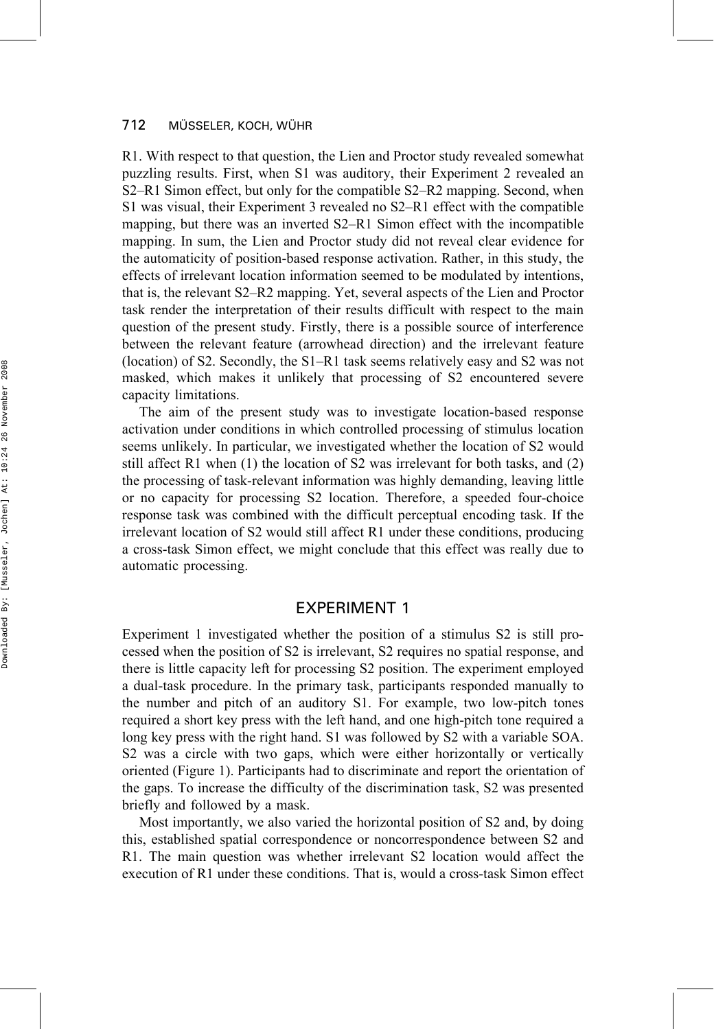R1. With respect to that question, the Lien and Proctor study revealed somewhat puzzling results. First, when S1 was auditory, their Experiment 2 revealed an S2–R1 Simon effect, but only for the compatible S2–R2 mapping. Second, when S1 was visual, their Experiment 3 revealed no S2–R1 effect with the compatible mapping, but there was an inverted S2–R1 Simon effect with the incompatible mapping. In sum, the Lien and Proctor study did not reveal clear evidence for the automaticity of position-based response activation. Rather, in this study, the effects of irrelevant location information seemed to be modulated by intentions, that is, the relevant S2–R2 mapping. Yet, several aspects of the Lien and Proctor task render the interpretation of their results difficult with respect to the main question of the present study. Firstly, there is a possible source of interference between the relevant feature (arrowhead direction) and the irrelevant feature (location) of S2. Secondly, the S1–R1 task seems relatively easy and S2 was not masked, which makes it unlikely that processing of S2 encountered severe capacity limitations.

The aim of the present study was to investigate location-based response activation under conditions in which controlled processing of stimulus location seems unlikely. In particular, we investigated whether the location of S2 would still affect R1 when (1) the location of S2 was irrelevant for both tasks, and (2) the processing of task-relevant information was highly demanding, leaving little or no capacity for processing S2 location. Therefore, a speeded four-choice response task was combined with the difficult perceptual encoding task. If the irrelevant location of S2 would still affect R1 under these conditions, producing a cross-task Simon effect, we might conclude that this effect was really due to automatic processing.

## EXPERIMENT 1

Experiment 1 investigated whether the position of a stimulus S2 is still processed when the position of S2 is irrelevant, S2 requires no spatial response, and there is little capacity left for processing S2 position. The experiment employed a dual-task procedure. In the primary task, participants responded manually to the number and pitch of an auditory S1. For example, two low-pitch tones required a short key press with the left hand, and one high-pitch tone required a long key press with the right hand. S1 was followed by S2 with a variable SOA. S2 was a circle with two gaps, which were either horizontally or vertically oriented (Figure 1). Participants had to discriminate and report the orientation of the gaps. To increase the difficulty of the discrimination task, S2 was presented briefly and followed by a mask.

Most importantly, we also varied the horizontal position of S2 and, by doing this, established spatial correspondence or noncorrespondence between S2 and R1. The main question was whether irrelevant S2 location would affect the execution of R1 under these conditions. That is, would a cross-task Simon effect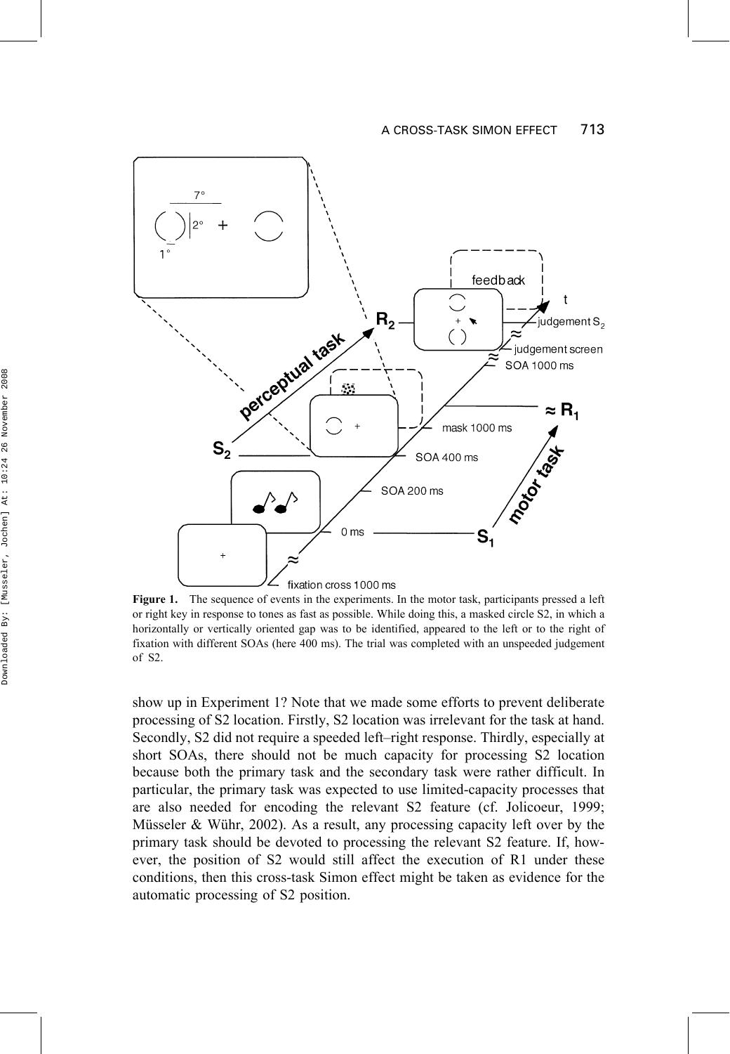**Figure 1.** The sequence of events in the experiments. In the motor task, participants pressed a left or right key in response to tones as fast as possible. While doing this, a masked circle S2, in which a horizontally or vertically oriented gap was to be identified, appeared to the left or to the right of fixation with different SOAs (here 400 ms). The trial was completed with an unspeeded judgement of S2.

show up in Experiment 1? Note that we made some efforts to prevent deliberate processing of S2 location. Firstly, S2 location was irrelevant for the task at hand. Secondly, S2 did not require a speeded left–right response. Thirdly, especially at short SOAs, there should not be much capacity for processing S2 location because both the primary task and the secondary task were rather difficult. In particular, the primary task was expected to use limited-capacity processes that are also needed for encoding the relevant S2 feature (cf. Jolicoeur, 1999; Müsseler & Wühr, 2002). As a result, any processing capacity left over by the primary task should be devoted to processing the relevant S2 feature. If, however, the position of S2 would still affect the execution of R1 under these conditions, then this cross-task Simon effect might be taken as evidence for the automatic processing of S2 position.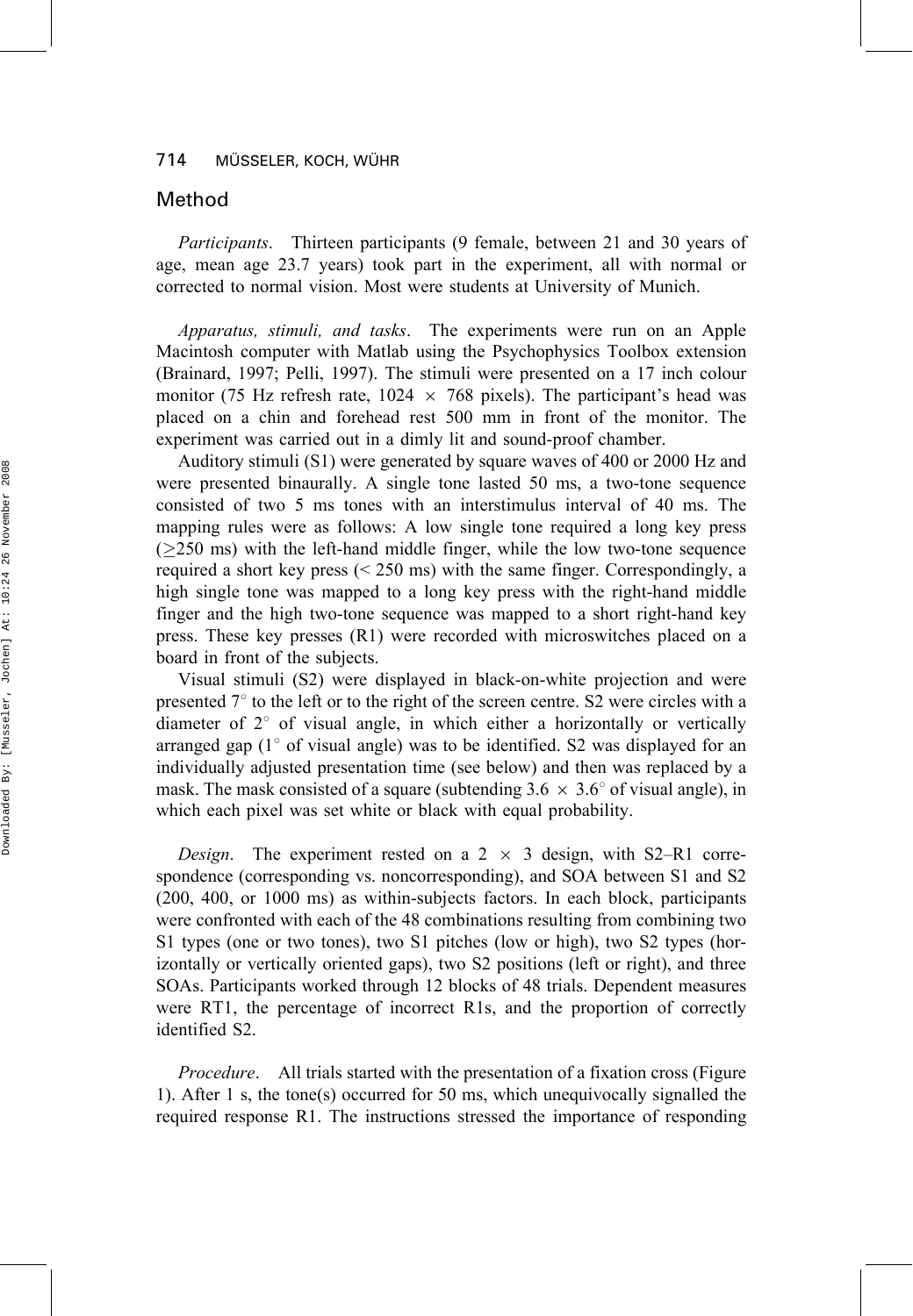## Method

*Participants*. Thirteen participants (9 female, between 21 and 30 years of age, mean age 23.7 years) took part in the experiment, all with normal or corrected to normal vision. Most were students at University of Munich.

*Apparatus, stimuli, and tasks*. The experiments were run on an Apple Macintosh computer with Matlab using the Psychophysics Toolbox extension (Brainard, 1997; Pelli, 1997). The stimuli were presented on a 17 inch colour monitor (75 Hz refresh rate, $1024 \times 768$ pixels). The participant's head was placed on a chin and forehead rest 500 mm in front of the monitor. The experiment was carried out in a dimly lit and sound-proof chamber.

Auditory stimuli (S1) were generated by square waves of 400 or 2000 Hz and were presented binaurally. A single tone lasted 50 ms, a two-tone sequence consisted of two 5 ms tones with an interstimulus interval of 40 ms. The mapping rules were as follows: A low single tone required a long key press ($\geq$250 ms) with the left-hand middle finger, while the low two-tone sequence required a short key press (< 250 ms) with the same finger. Correspondingly, a high single tone was mapped to a long key press with the right-hand middle finger and the high two-tone sequence was mapped to a short right-hand key press. These key presses (R1) were recorded with microswitches placed on a board in front of the subjects.

Visual stimuli (S2) were displayed in black-on-white projection and were presented 7° to the left or to the right of the screen centre. S2 were circles with a diameter of 2° of visual angle, in which either a horizontally or vertically arranged gap (1° of visual angle) was to be identified. S2 was displayed for an individually adjusted presentation time (see below) and then was replaced by a mask. The mask consisted of a square (subtending $3.6 \times 3.6°$ of visual angle), in which each pixel was set white or black with equal probability.

*Design*. The experiment rested on a $2 \times 3$ design, with S2–R1 correspondence (corresponding vs. noncorresponding), and SOA between S1 and S2 (200, 400, or 1000 ms) as within-subjects factors. In each block, participants were confronted with each of the 48 combinations resulting from combining two S1 types (one or two tones), two S1 pitches (low or high), two S2 types (horizontally or vertically oriented gaps), two S2 positions (left or right), and three SOAs. Participants worked through 12 blocks of 48 trials. Dependent measures were RT1, the percentage of incorrect R1s, and the proportion of correctly identified S2.

*Procedure*. All trials started with the presentation of a fixation cross (Figure 1). After 1 s, the tone(s) occurred for 50 ms, which unequivocally signalled the required response R1. The instructions stressed the importance of responding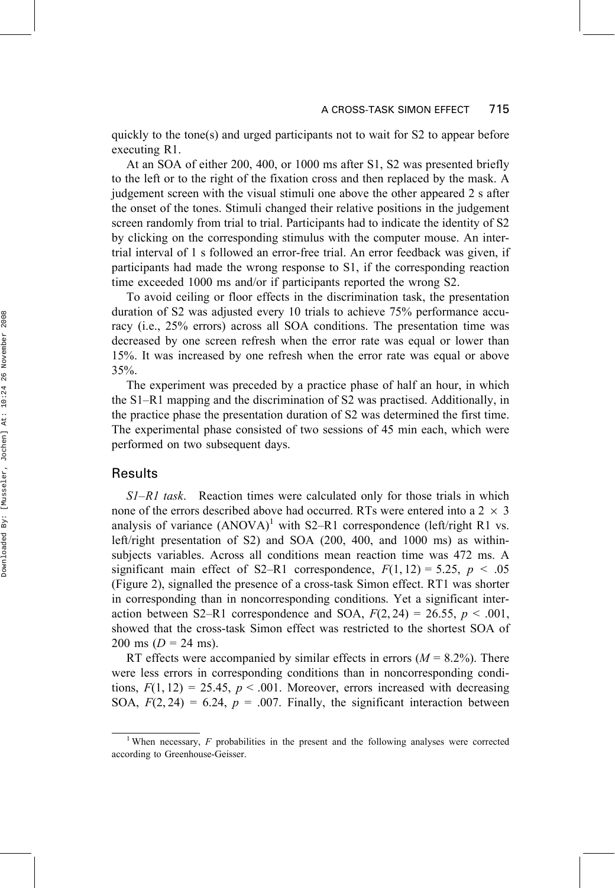quickly to the tone(s) and urged participants not to wait for S2 to appear before executing R1.

At an SOA of either 200, 400, or 1000 ms after S1, S2 was presented briefly to the left or to the right of the fixation cross and then replaced by the mask. A judgement screen with the visual stimuli one above the other appeared 2 s after the onset of the tones. Stimuli changed their relative positions in the judgement screen randomly from trial to trial. Participants had to indicate the identity of S2 by clicking on the corresponding stimulus with the computer mouse. An inter-trial interval of 1 s followed an error-free trial. An error feedback was given, if participants had made the wrong response to S1, if the corresponding reaction time exceeded 1000 ms and/or if participants reported the wrong S2.

To avoid ceiling or floor effects in the discrimination task, the presentation duration of S2 was adjusted every 10 trials to achieve 75% performance accuracy (i.e., 25% errors) across all SOA conditions. The presentation time was decreased by one screen refresh when the error rate was equal or lower than 15%. It was increased by one refresh when the error rate was equal or above 35%.

The experiment was preceded by a practice phase of half an hour, in which the S1–R1 mapping and the discrimination of S2 was practised. Additionally, in the practice phase the presentation duration of S2 was determined the first time. The experimental phase consisted of two sessions of 45 min each, which were performed on two subsequent days.

## Results

*S1–R1 task*. Reaction times were calculated only for those trials in which none of the errors described above had occurred. RTs were entered into a $2 \times 3$ analysis of variance (ANOVA)[1] with S2–R1 correspondence (left/right R1 vs. left/right presentation of S2) and SOA (200, 400, and 1000 ms) as within-subjects variables. Across all conditions mean reaction time was 472 ms. A significant main effect of S2–R1 correspondence, $F(1, 12) = 5.25$, $p < .05$ (Figure 2), signalled the presence of a cross-task Simon effect. RT1 was shorter in corresponding than in noncorresponding conditions. Yet a significant interaction between S2–R1 correspondence and SOA, $F(2, 24) = 26.55$, $p < .001$, showed that the cross-task Simon effect was restricted to the shortest SOA of 200 ms ($D = 24$ ms).

RT effects were accompanied by similar effects in errors ($M = 8.2\%$). There were less errors in corresponding conditions than in noncorresponding conditions, $F(1, 12) = 25.45$, $p < .001$. Moreover, errors increased with decreasing SOA, $F(2, 24) = 6.24$, $p = .007$. Finally, the significant interaction between

[1] When necessary, $F$ probabilities in the present and the following analyses were corrected according to Greenhouse-Geisser.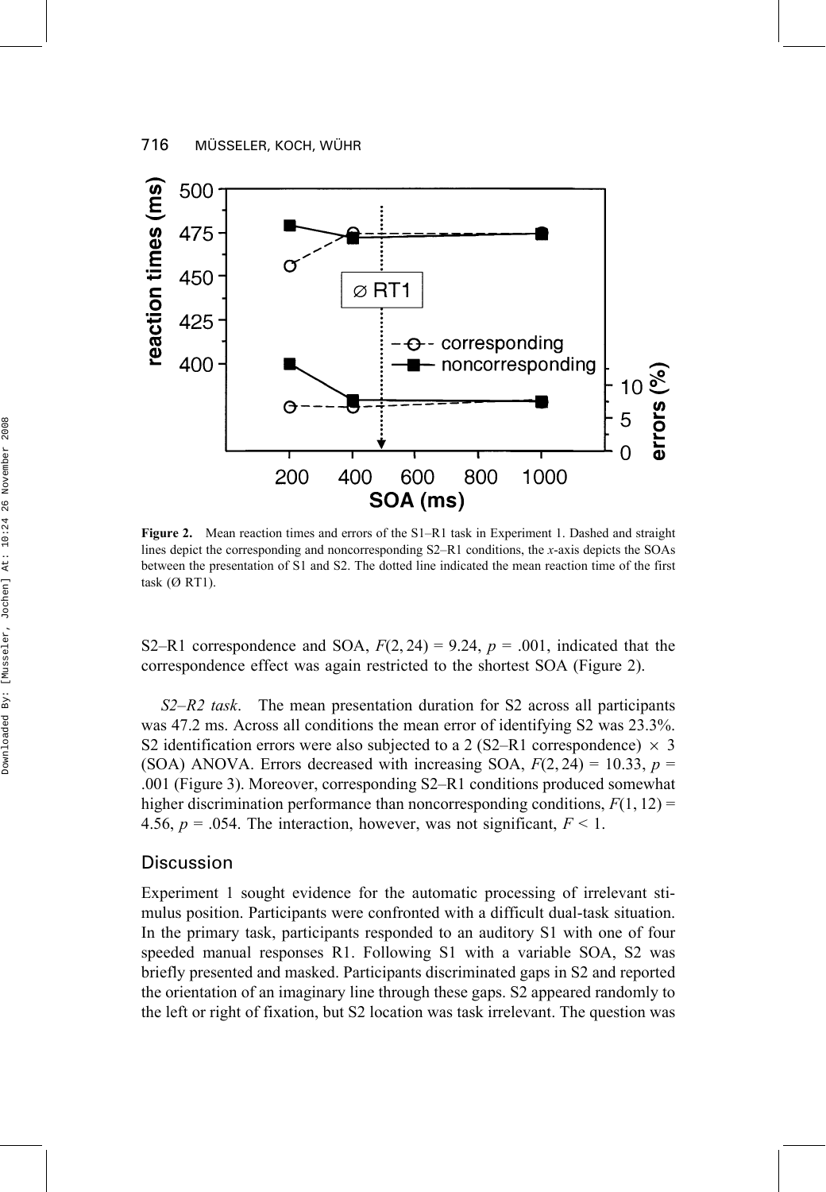**Figure 2.** Mean reaction times and errors of the S1–R1 task in Experiment 1. Dashed and straight lines depict the corresponding and noncorresponding S2–R1 conditions, the *x*-axis depicts the SOAs between the presentation of S1 and S2. The dotted line indicated the mean reaction time of the first task (Ø RT1).

S2–R1 correspondence and SOA, $F(2, 24) = 9.24$, $p = .001$, indicated that the correspondence effect was again restricted to the shortest SOA (Figure 2).

*S2–R2 task*. The mean presentation duration for S2 across all participants was 47.2 ms. Across all conditions the mean error of identifying S2 was 23.3%. S2 identification errors were also subjected to a 2 (S2–R1 correspondence) $\times$ 3 (SOA) ANOVA. Errors decreased with increasing SOA, $F(2, 24) = 10.33$, $p = .001$ (Figure 3). Moreover, corresponding S2–R1 conditions produced somewhat higher discrimination performance than noncorresponding conditions, $F(1, 12) = 4.56$, $p = .054$. The interaction, however, was not significant, $F < 1$.

## Discussion

Experiment 1 sought evidence for the automatic processing of irrelevant stimulus position. Participants were confronted with a difficult dual-task situation. In the primary task, participants responded to an auditory S1 with one of four speeded manual responses R1. Following S1 with a variable SOA, S2 was briefly presented and masked. Participants discriminated gaps in S2 and reported the orientation of an imaginary line through these gaps. S2 appeared randomly to the left or right of fixation, but S2 location was task irrelevant. The question was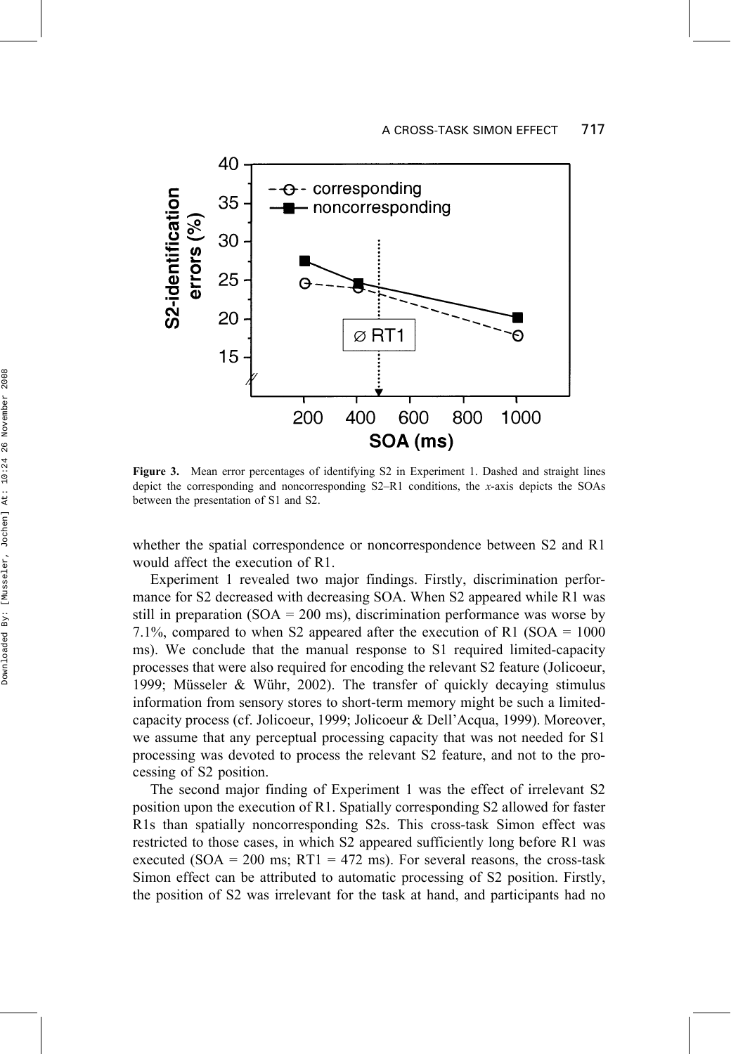**Figure 3.** Mean error percentages of identifying S2 in Experiment 1. Dashed and straight lines depict the corresponding and noncorresponding S2–R1 conditions, the *x*-axis depicts the SOAs between the presentation of S1 and S2.

whether the spatial correspondence or noncorrespondence between S2 and R1 would affect the execution of R1.

Experiment 1 revealed two major findings. Firstly, discrimination performance for S2 decreased with decreasing SOA. When S2 appeared while R1 was still in preparation (SOA = 200 ms), discrimination performance was worse by 7.1%, compared to when S2 appeared after the execution of R1 (SOA = 1000 ms). We conclude that the manual response to S1 required limited-capacity processes that were also required for encoding the relevant S2 feature (Jolicoeur, 1999; Müsseler & Wühr, 2002). The transfer of quickly decaying stimulus information from sensory stores to short-term memory might be such a limited-capacity process (cf. Jolicoeur, 1999; Jolicoeur & Dell'Acqua, 1999). Moreover, we assume that any perceptual processing capacity that was not needed for S1 processing was devoted to process the relevant S2 feature, and not to the processing of S2 position.

The second major finding of Experiment 1 was the effect of irrelevant S2 position upon the execution of R1. Spatially corresponding S2 allowed for faster R1s than spatially noncorresponding S2s. This cross-task Simon effect was restricted to those cases, in which S2 appeared sufficiently long before R1 was executed (SOA = 200 ms; RT1 = 472 ms). For several reasons, the cross-task Simon effect can be attributed to automatic processing of S2 position. Firstly, the position of S2 was irrelevant for the task at hand, and participants had no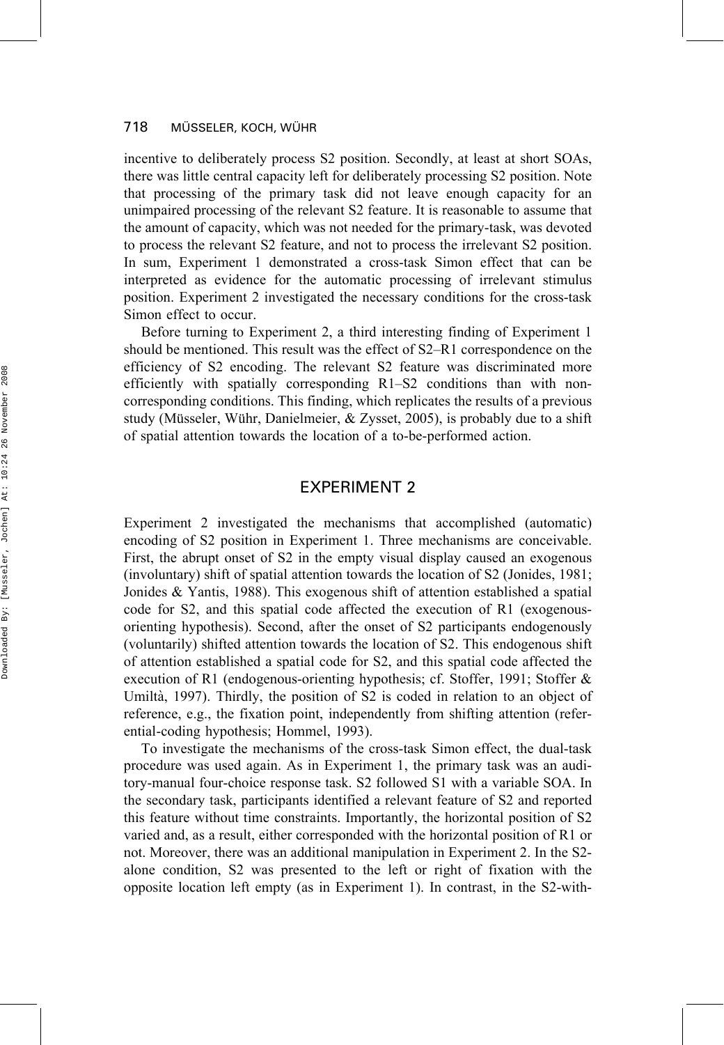incentive to deliberately process S2 position. Secondly, at least at short SOAs, there was little central capacity left for deliberately processing S2 position. Note that processing of the primary task did not leave enough capacity for an unimpaired processing of the relevant S2 feature. It is reasonable to assume that the amount of capacity, which was not needed for the primary-task, was devoted to process the relevant S2 feature, and not to process the irrelevant S2 position. In sum, Experiment 1 demonstrated a cross-task Simon effect that can be interpreted as evidence for the automatic processing of irrelevant stimulus position. Experiment 2 investigated the necessary conditions for the cross-task Simon effect to occur.

Before turning to Experiment 2, a third interesting finding of Experiment 1 should be mentioned. This result was the effect of S2–R1 correspondence on the efficiency of S2 encoding. The relevant S2 feature was discriminated more efficiently with spatially corresponding R1–S2 conditions than with noncorresponding conditions. This finding, which replicates the results of a previous study (Müsseler, Wühr, Danielmeier, & Zysset, 2005), is probably due to a shift of spatial attention towards the location of a to-be-performed action.

## EXPERIMENT 2

Experiment 2 investigated the mechanisms that accomplished (automatic) encoding of S2 position in Experiment 1. Three mechanisms are conceivable. First, the abrupt onset of S2 in the empty visual display caused an exogenous (involuntary) shift of spatial attention towards the location of S2 (Jonides, 1981; Jonides & Yantis, 1988). This exogenous shift of attention established a spatial code for S2, and this spatial code affected the execution of R1 (exogenous-orienting hypothesis). Second, after the onset of S2 participants endogenously (voluntarily) shifted attention towards the location of S2. This endogenous shift of attention established a spatial code for S2, and this spatial code affected the execution of R1 (endogenous-orienting hypothesis; cf. Stoffer, 1991; Stoffer & Umiltà, 1997). Thirdly, the position of S2 is coded in relation to an object of reference, e.g., the fixation point, independently from shifting attention (referential-coding hypothesis; Hommel, 1993).

To investigate the mechanisms of the cross-task Simon effect, the dual-task procedure was used again. As in Experiment 1, the primary task was an auditory-manual four-choice response task. S2 followed S1 with a variable SOA. In the secondary task, participants identified a relevant feature of S2 and reported this feature without time constraints. Importantly, the horizontal position of S2 varied and, as a result, either corresponded with the horizontal position of R1 or not. Moreover, there was an additional manipulation in Experiment 2. In the S2-alone condition, S2 was presented to the left or right of fixation with the opposite location left empty (as in Experiment 1). In contrast, in the S2-with-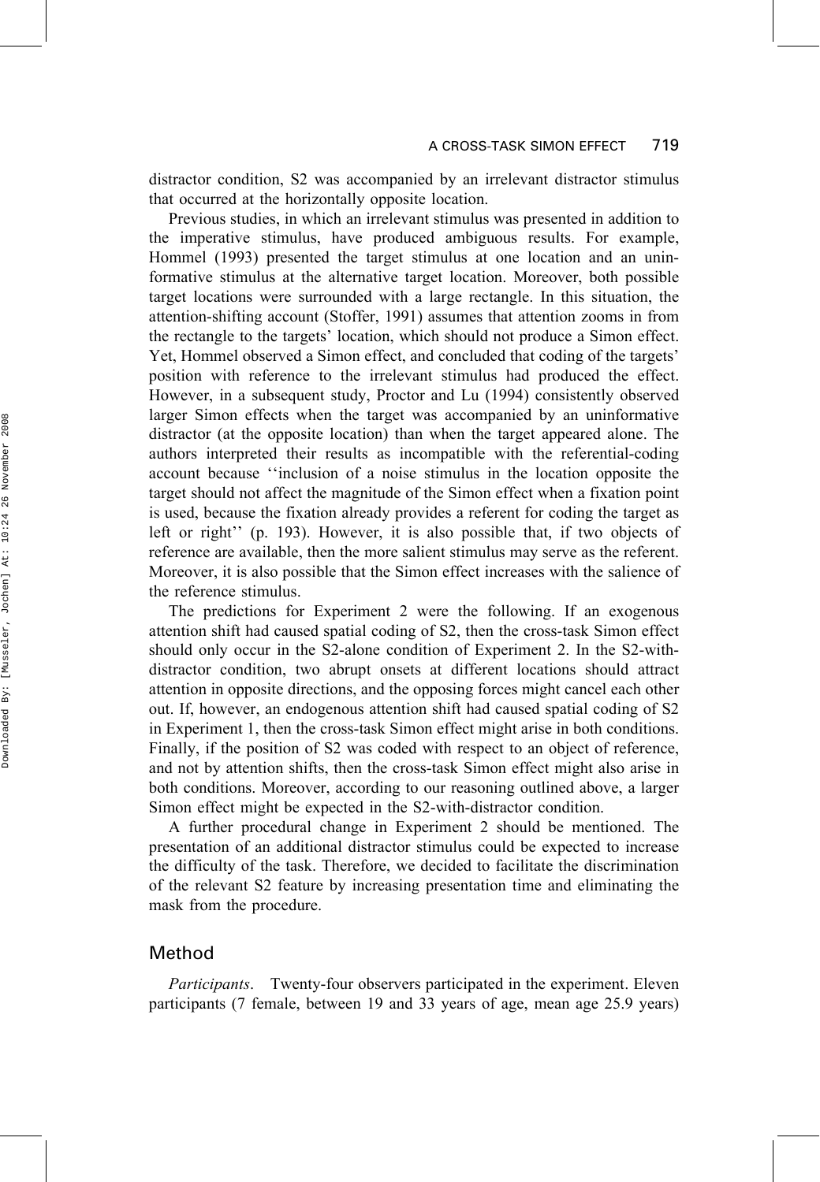distractor condition, S2 was accompanied by an irrelevant distractor stimulus that occurred at the horizontally opposite location.

Previous studies, in which an irrelevant stimulus was presented in addition to the imperative stimulus, have produced ambiguous results. For example, Hommel (1993) presented the target stimulus at one location and an uninformative stimulus at the alternative target location. Moreover, both possible target locations were surrounded with a large rectangle. In this situation, the attention-shifting account (Stoffer, 1991) assumes that attention zooms in from the rectangle to the targets' location, which should not produce a Simon effect. Yet, Hommel observed a Simon effect, and concluded that coding of the targets' position with reference to the irrelevant stimulus had produced the effect. However, in a subsequent study, Proctor and Lu (1994) consistently observed larger Simon effects when the target was accompanied by an uninformative distractor (at the opposite location) than when the target appeared alone. The authors interpreted their results as incompatible with the referential-coding account because ''inclusion of a noise stimulus in the location opposite the target should not affect the magnitude of the Simon effect when a fixation point is used, because the fixation already provides a referent for coding the target as left or right'' (p. 193). However, it is also possible that, if two objects of reference are available, then the more salient stimulus may serve as the referent. Moreover, it is also possible that the Simon effect increases with the salience of the reference stimulus.

The predictions for Experiment 2 were the following. If an exogenous attention shift had caused spatial coding of S2, then the cross-task Simon effect should only occur in the S2-alone condition of Experiment 2. In the S2-with-distractor condition, two abrupt onsets at different locations should attract attention in opposite directions, and the opposing forces might cancel each other out. If, however, an endogenous attention shift had caused spatial coding of S2 in Experiment 1, then the cross-task Simon effect might arise in both conditions. Finally, if the position of S2 was coded with respect to an object of reference, and not by attention shifts, then the cross-task Simon effect might also arise in both conditions. Moreover, according to our reasoning outlined above, a larger Simon effect might be expected in the S2-with-distractor condition.

A further procedural change in Experiment 2 should be mentioned. The presentation of an additional distractor stimulus could be expected to increase the difficulty of the task. Therefore, we decided to facilitate the discrimination of the relevant S2 feature by increasing presentation time and eliminating the mask from the procedure.

## Method

*Participants*. Twenty-four observers participated in the experiment. Eleven participants (7 female, between 19 and 33 years of age, mean age 25.9 years)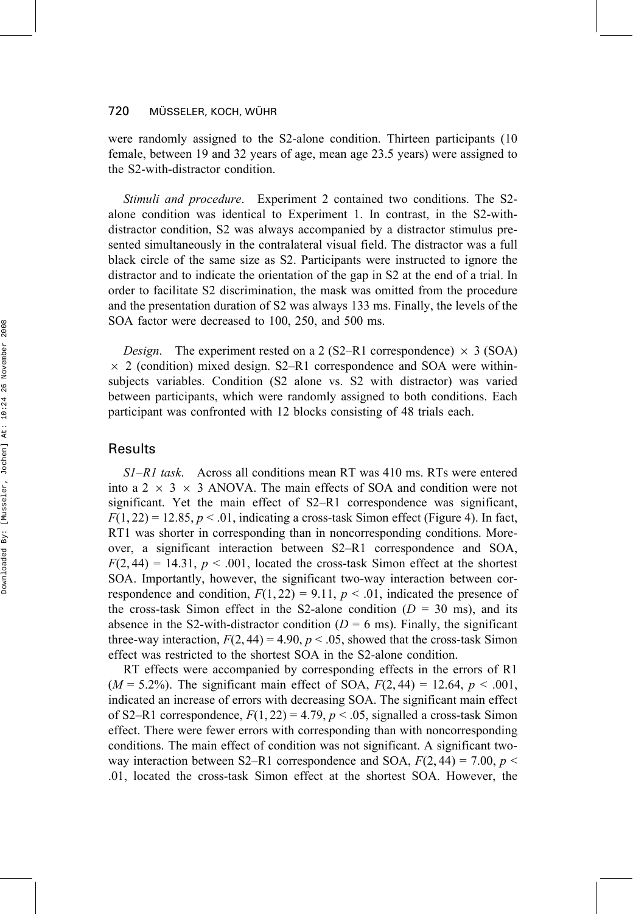were randomly assigned to the S2-alone condition. Thirteen participants (10 female, between 19 and 32 years of age, mean age 23.5 years) were assigned to the S2-with-distractor condition.

*Stimuli and procedure*. Experiment 2 contained two conditions. The S2-alone condition was identical to Experiment 1. In contrast, in the S2-with-distractor condition, S2 was always accompanied by a distractor stimulus presented simultaneously in the contralateral visual field. The distractor was a full black circle of the same size as S2. Participants were instructed to ignore the distractor and to indicate the orientation of the gap in S2 at the end of a trial. In order to facilitate S2 discrimination, the mask was omitted from the procedure and the presentation duration of S2 was always 133 ms. Finally, the levels of the SOA factor were decreased to 100, 250, and 500 ms.

*Design*. The experiment rested on a 2 (S2–R1 correspondence) × 3 (SOA) × 2 (condition) mixed design. S2–R1 correspondence and SOA were within-subjects variables. Condition (S2 alone vs. S2 with distractor) was varied between participants, which were randomly assigned to both conditions. Each participant was confronted with 12 blocks consisting of 48 trials each.

## Results

*S1–R1 task*. Across all conditions mean RT was 410 ms. RTs were entered into a 2 × 3 × 3 ANOVA. The main effects of SOA and condition were not significant. Yet the main effect of S2–R1 correspondence was significant, $F(1, 22) = 12.85$, $p < .01$, indicating a cross-task Simon effect (Figure 4). In fact, RT1 was shorter in corresponding than in noncorresponding conditions. Moreover, a significant interaction between S2–R1 correspondence and SOA, $F(2, 44) = 14.31$, $p < .001$, located the cross-task Simon effect at the shortest SOA. Importantly, however, the significant two-way interaction between correspondence and condition, $F(1, 22) = 9.11$, $p < .01$, indicated the presence of the cross-task Simon effect in the S2-alone condition ($D = 30$ ms), and its absence in the S2-with-distractor condition ($D = 6$ ms). Finally, the significant three-way interaction, $F(2, 44) = 4.90$, $p < .05$, showed that the cross-task Simon effect was restricted to the shortest SOA in the S2-alone condition.

RT effects were accompanied by corresponding effects in the errors of R1 ($M = 5.2\%$). The significant main effect of SOA, $F(2, 44) = 12.64$, $p < .001$, indicated an increase of errors with decreasing SOA. The significant main effect of S2–R1 correspondence, $F(1, 22) = 4.79$, $p < .05$, signalled a cross-task Simon effect. There were fewer errors with corresponding than with noncorresponding conditions. The main effect of condition was not significant. A significant two-way interaction between S2–R1 correspondence and SOA, $F(2, 44) = 7.00$, $p < .01$, located the cross-task Simon effect at the shortest SOA. However, the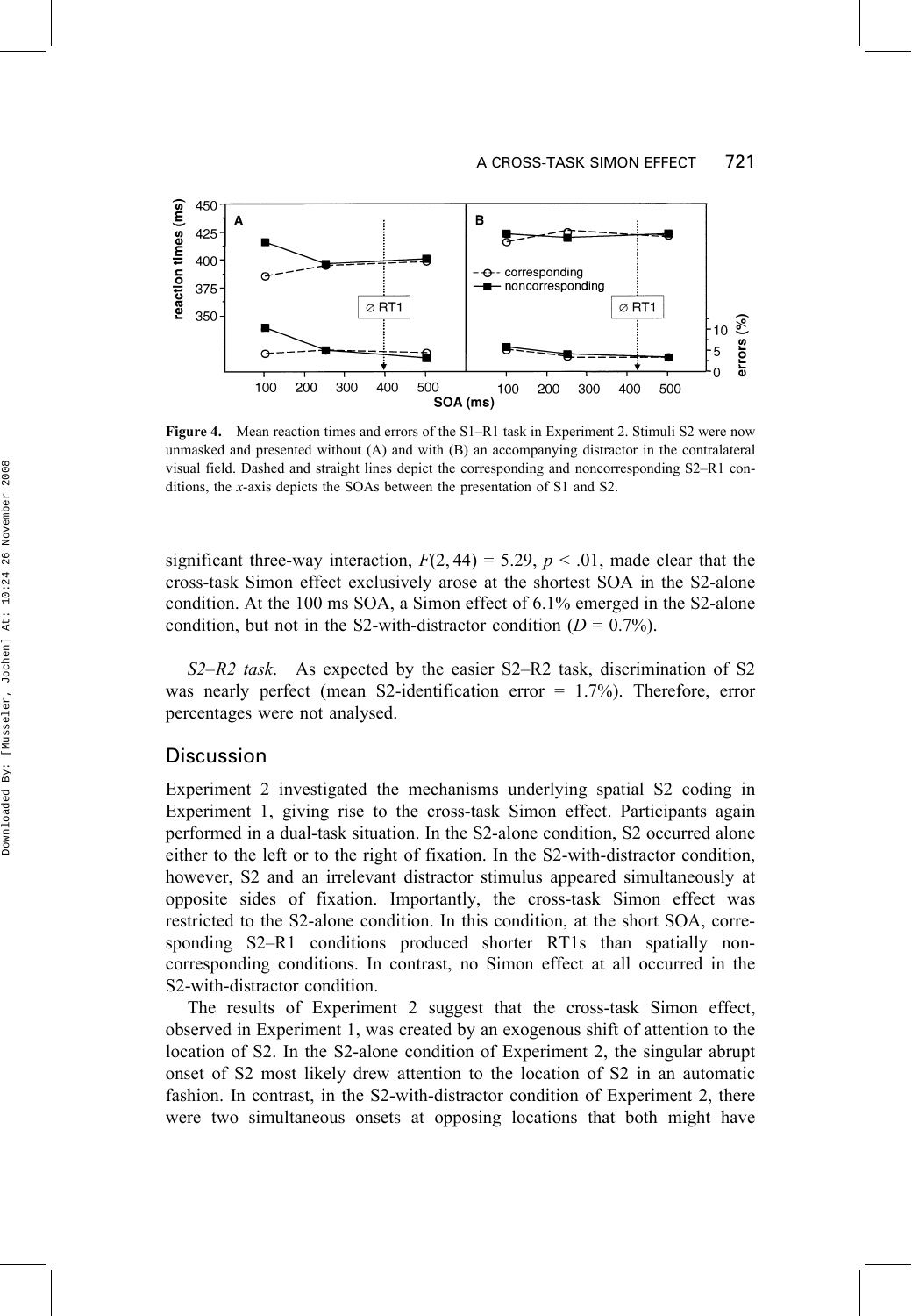**Figure 4.** Mean reaction times and errors of the S1–R1 task in Experiment 2. Stimuli S2 were now unmasked and presented without (A) and with (B) an accompanying distractor in the contralateral visual field. Dashed and straight lines depict the corresponding and noncorresponding S2–R1 conditions, the *x*-axis depicts the SOAs between the presentation of S1 and S2.

significant three-way interaction, $F(2, 44) = 5.29$, $p < .01$, made clear that the cross-task Simon effect exclusively arose at the shortest SOA in the S2-alone condition. At the 100 ms SOA, a Simon effect of 6.1% emerged in the S2-alone condition, but not in the S2-with-distractor condition ($D = 0.7\%$).

*S2–R2 task*. As expected by the easier S2–R2 task, discrimination of S2 was nearly perfect (mean S2-identification error = 1.7%). Therefore, error percentages were not analysed.

## Discussion

Experiment 2 investigated the mechanisms underlying spatial S2 coding in Experiment 1, giving rise to the cross-task Simon effect. Participants again performed in a dual-task situation. In the S2-alone condition, S2 occurred alone either to the left or to the right of fixation. In the S2-with-distractor condition, however, S2 and an irrelevant distractor stimulus appeared simultaneously at opposite sides of fixation. Importantly, the cross-task Simon effect was restricted to the S2-alone condition. In this condition, at the short SOA, corresponding S2–R1 conditions produced shorter RT1s than spatially noncorresponding conditions. In contrast, no Simon effect at all occurred in the S2-with-distractor condition.

The results of Experiment 2 suggest that the cross-task Simon effect, observed in Experiment 1, was created by an exogenous shift of attention to the location of S2. In the S2-alone condition of Experiment 2, the singular abrupt onset of S2 most likely drew attention to the location of S2 in an automatic fashion. In contrast, in the S2-with-distractor condition of Experiment 2, there were two simultaneous onsets at opposing locations that both might have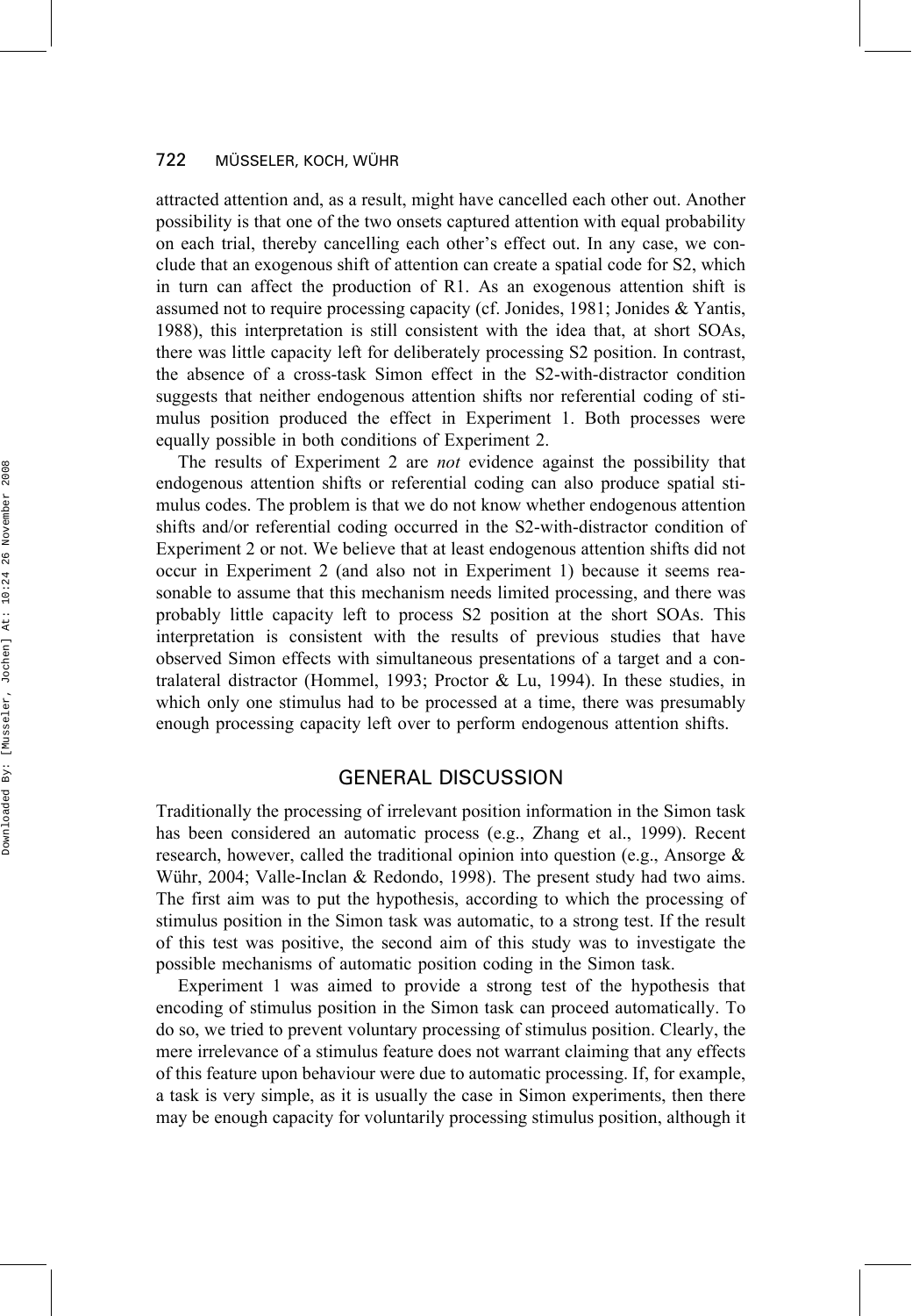attracted attention and, as a result, might have cancelled each other out. Another possibility is that one of the two onsets captured attention with equal probability on each trial, thereby cancelling each other's effect out. In any case, we conclude that an exogenous shift of attention can create a spatial code for S2, which in turn can affect the production of R1. As an exogenous attention shift is assumed not to require processing capacity (cf. Jonides, 1981; Jonides & Yantis, 1988), this interpretation is still consistent with the idea that, at short SOAs, there was little capacity left for deliberately processing S2 position. In contrast, the absence of a cross-task Simon effect in the S2-with-distractor condition suggests that neither endogenous attention shifts nor referential coding of stimulus position produced the effect in Experiment 1. Both processes were equally possible in both conditions of Experiment 2.

The results of Experiment 2 are *not* evidence against the possibility that endogenous attention shifts or referential coding can also produce spatial stimulus codes. The problem is that we do not know whether endogenous attention shifts and/or referential coding occurred in the S2-with-distractor condition of Experiment 2 or not. We believe that at least endogenous attention shifts did not occur in Experiment 2 (and also not in Experiment 1) because it seems reasonable to assume that this mechanism needs limited processing, and there was probably little capacity left to process S2 position at the short SOAs. This interpretation is consistent with the results of previous studies that have observed Simon effects with simultaneous presentations of a target and a contralateral distractor (Hommel, 1993; Proctor & Lu, 1994). In these studies, in which only one stimulus had to be processed at a time, there was presumably enough processing capacity left over to perform endogenous attention shifts.

## GENERAL DISCUSSION

Traditionally the processing of irrelevant position information in the Simon task has been considered an automatic process (e.g., Zhang et al., 1999). Recent research, however, called the traditional opinion into question (e.g., Ansorge & Wühr, 2004; Valle-Inclan & Redondo, 1998). The present study had two aims. The first aim was to put the hypothesis, according to which the processing of stimulus position in the Simon task was automatic, to a strong test. If the result of this test was positive, the second aim of this study was to investigate the possible mechanisms of automatic position coding in the Simon task.

Experiment 1 was aimed to provide a strong test of the hypothesis that encoding of stimulus position in the Simon task can proceed automatically. To do so, we tried to prevent voluntary processing of stimulus position. Clearly, the mere irrelevance of a stimulus feature does not warrant claiming that any effects of this feature upon behaviour were due to automatic processing. If, for example, a task is very simple, as it is usually the case in Simon experiments, then there may be enough capacity for voluntarily processing stimulus position, although it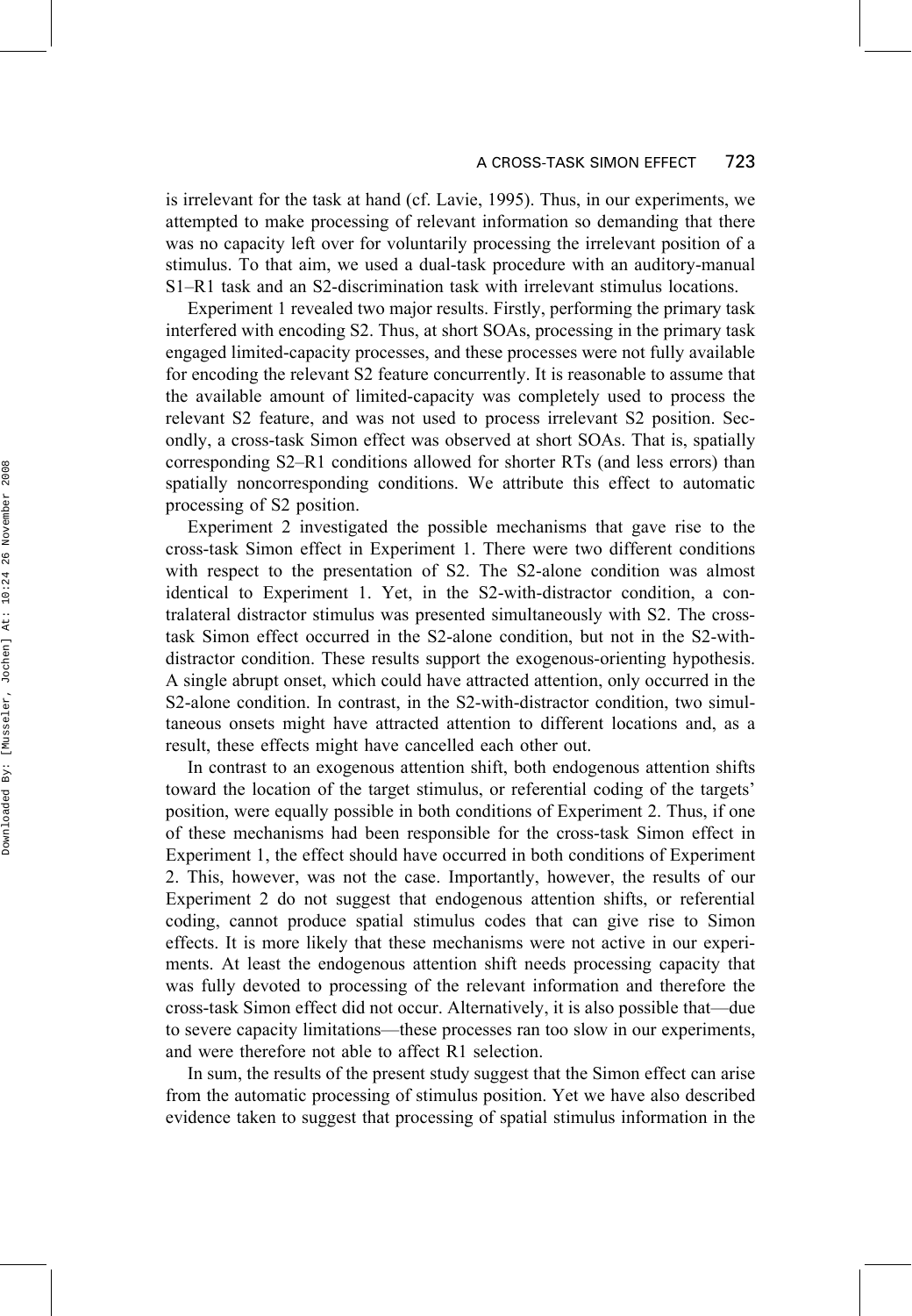is irrelevant for the task at hand (cf. Lavie, 1995). Thus, in our experiments, we attempted to make processing of relevant information so demanding that there was no capacity left over for voluntarily processing the irrelevant position of a stimulus. To that aim, we used a dual-task procedure with an auditory-manual S1–R1 task and an S2-discrimination task with irrelevant stimulus locations.

Experiment 1 revealed two major results. Firstly, performing the primary task interfered with encoding S2. Thus, at short SOAs, processing in the primary task engaged limited-capacity processes, and these processes were not fully available for encoding the relevant S2 feature concurrently. It is reasonable to assume that the available amount of limited-capacity was completely used to process the relevant S2 feature, and was not used to process irrelevant S2 position. Secondly, a cross-task Simon effect was observed at short SOAs. That is, spatially corresponding S2–R1 conditions allowed for shorter RTs (and less errors) than spatially noncorresponding conditions. We attribute this effect to automatic processing of S2 position.

Experiment 2 investigated the possible mechanisms that gave rise to the cross-task Simon effect in Experiment 1. There were two different conditions with respect to the presentation of S2. The S2-alone condition was almost identical to Experiment 1. Yet, in the S2-with-distractor condition, a contralateral distractor stimulus was presented simultaneously with S2. The cross-task Simon effect occurred in the S2-alone condition, but not in the S2-with-distractor condition. These results support the exogenous-orienting hypothesis. A single abrupt onset, which could have attracted attention, only occurred in the S2-alone condition. In contrast, in the S2-with-distractor condition, two simultaneous onsets might have attracted attention to different locations and, as a result, these effects might have cancelled each other out.

In contrast to an exogenous attention shift, both endogenous attention shifts toward the location of the target stimulus, or referential coding of the targets' position, were equally possible in both conditions of Experiment 2. Thus, if one of these mechanisms had been responsible for the cross-task Simon effect in Experiment 1, the effect should have occurred in both conditions of Experiment 2. This, however, was not the case. Importantly, however, the results of our Experiment 2 do not suggest that endogenous attention shifts, or referential coding, cannot produce spatial stimulus codes that can give rise to Simon effects. It is more likely that these mechanisms were not active in our experiments. At least the endogenous attention shift needs processing capacity that was fully devoted to processing of the relevant information and therefore the cross-task Simon effect did not occur. Alternatively, it is also possible that—due to severe capacity limitations—these processes ran too slow in our experiments, and were therefore not able to affect R1 selection.

In sum, the results of the present study suggest that the Simon effect can arise from the automatic processing of stimulus position. Yet we have also described evidence taken to suggest that processing of spatial stimulus information in the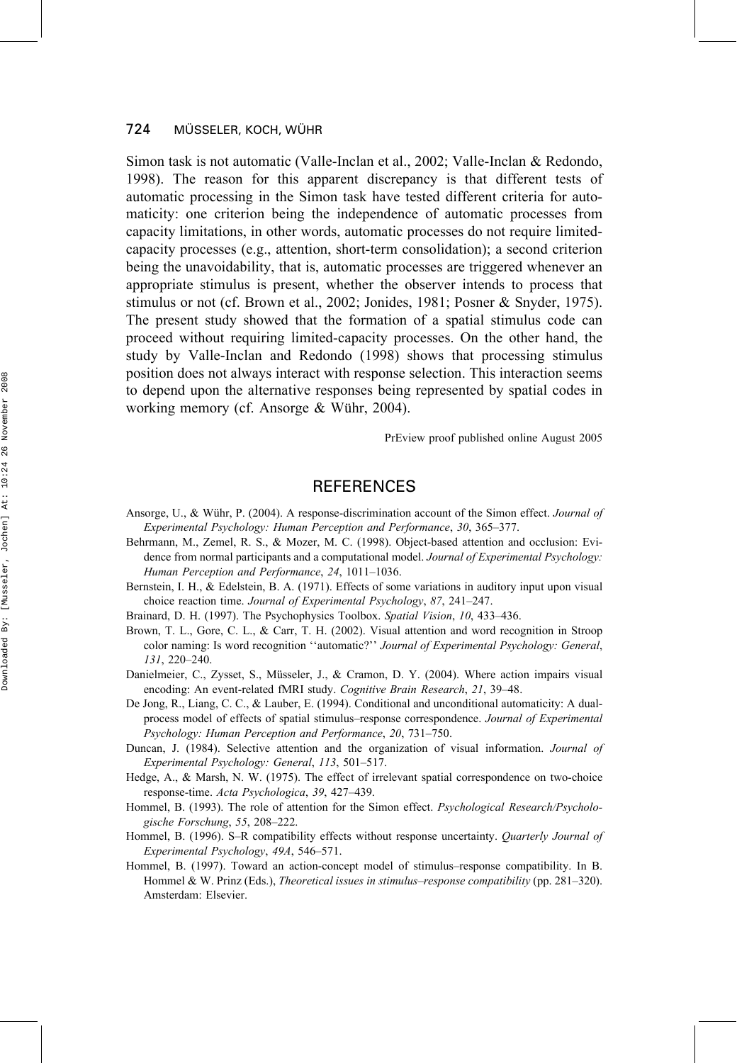Simon task is not automatic (Valle-Inclan et al., 2002; Valle-Inclan & Redondo, 1998). The reason for this apparent discrepancy is that different tests of automatic processing in the Simon task have tested different criteria for automaticity: one criterion being the independence of automatic processes from capacity limitations, in other words, automatic processes do not require limited-capacity processes (e.g., attention, short-term consolidation); a second criterion being the unavoidability, that is, automatic processes are triggered whenever an appropriate stimulus is present, whether the observer intends to process that stimulus or not (cf. Brown et al., 2002; Jonides, 1981; Posner & Snyder, 1975). The present study showed that the formation of a spatial stimulus code can proceed without requiring limited-capacity processes. On the other hand, the study by Valle-Inclan and Redondo (1998) shows that processing stimulus position does not always interact with response selection. This interaction seems to depend upon the alternative responses being represented by spatial codes in working memory (cf. Ansorge & Wühr, 2004).

PrEview proof published online August 2005

## REFERENCES

Ansorge, U., & Wühr, P. (2004). A response-discrimination account of the Simon effect. *Journal of Experimental Psychology: Human Perception and Performance*, *30*, 365–377.

Behrmann, M., Zemel, R. S., & Mozer, M. C. (1998). Object-based attention and occlusion: Evidence from normal participants and a computational model. *Journal of Experimental Psychology: Human Perception and Performance*, *24*, 1011–1036.

Bernstein, I. H., & Edelstein, B. A. (1971). Effects of some variations in auditory input upon visual choice reaction time. *Journal of Experimental Psychology*, *87*, 241–247.

Brainard, D. H. (1997). The Psychophysics Toolbox. *Spatial Vision*, *10*, 433–436.

Brown, T. L., Gore, C. L., & Carr, T. H. (2002). Visual attention and word recognition in Stroop color naming: Is word recognition ''automatic?'' *Journal of Experimental Psychology: General*, *131*, 220–240.

Danielmeier, C., Zysset, S., Müsseler, J., & Cramon, D. Y. (2004). Where action impairs visual encoding: An event-related fMRI study. *Cognitive Brain Research*, *21*, 39–48.

De Jong, R., Liang, C. C., & Lauber, E. (1994). Conditional and unconditional automaticity: A dual-process model of effects of spatial stimulus–response correspondence. *Journal of Experimental Psychology: Human Perception and Performance*, *20*, 731–750.

Duncan, J. (1984). Selective attention and the organization of visual information. *Journal of Experimental Psychology: General*, *113*, 501–517.

Hedge, A., & Marsh, N. W. (1975). The effect of irrelevant spatial correspondence on two-choice response-time. *Acta Psychologica*, *39*, 427–439.

Hommel, B. (1993). The role of attention for the Simon effect. *Psychological Research/Psychologische Forschung*, *55*, 208–222.

Hommel, B. (1996). S–R compatibility effects without response uncertainty. *Quarterly Journal of Experimental Psychology*, *49A*, 546–571.

Hommel, B. (1997). Toward an action-concept model of stimulus–response compatibility. In B. Hommel & W. Prinz (Eds.), *Theoretical issues in stimulus–response compatibility* (pp. 281–320). Amsterdam: Elsevier.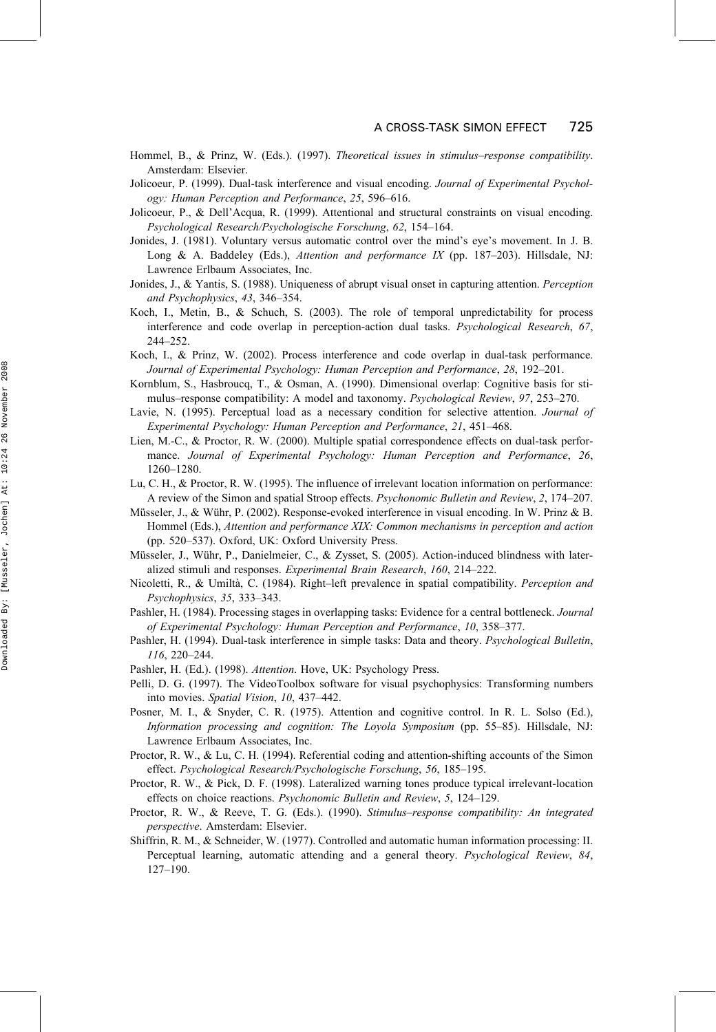Hommel, B., & Prinz, W. (Eds.). (1997). *Theoretical issues in stimulus–response compatibility*. Amsterdam: Elsevier.

Jolicoeur, P. (1999). Dual-task interference and visual encoding. *Journal of Experimental Psychology: Human Perception and Performance*, *25*, 596–616.

Jolicoeur, P., & Dell'Acqua, R. (1999). Attentional and structural constraints on visual encoding. *Psychological Research/Psychologische Forschung*, *62*, 154–164.

Jonides, J. (1981). Voluntary versus automatic control over the mind's eye's movement. In J. B. Long & A. Baddeley (Eds.), *Attention and performance IX* (pp. 187–203). Hillsdale, NJ: Lawrence Erlbaum Associates, Inc.

Jonides, J., & Yantis, S. (1988). Uniqueness of abrupt visual onset in capturing attention. *Perception and Psychophysics*, *43*, 346–354.

Koch, I., Metin, B., & Schuch, S. (2003). The role of temporal unpredictability for process interference and code overlap in perception-action dual tasks. *Psychological Research*, *67*, 244–252.

Koch, I., & Prinz, W. (2002). Process interference and code overlap in dual-task performance. *Journal of Experimental Psychology: Human Perception and Performance*, *28*, 192–201.

Kornblum, S., Hasbroucq, T., & Osman, A. (1990). Dimensional overlap: Cognitive basis for stimulus–response compatibility: A model and taxonomy. *Psychological Review*, *97*, 253–270.

Lavie, N. (1995). Perceptual load as a necessary condition for selective attention. *Journal of Experimental Psychology: Human Perception and Performance*, *21*, 451–468.

Lien, M.-C., & Proctor, R. W. (2000). Multiple spatial correspondence effects on dual-task performance. *Journal of Experimental Psychology: Human Perception and Performance*, *26*, 1260–1280.

Lu, C. H., & Proctor, R. W. (1995). The influence of irrelevant location information on performance: A review of the Simon and spatial Stroop effects. *Psychonomic Bulletin and Review*, *2*, 174–207.

Müsseler, J., & Wühr, P. (2002). Response-evoked interference in visual encoding. In W. Prinz & B. Hommel (Eds.), *Attention and performance XIX: Common mechanisms in perception and action* (pp. 520–537). Oxford, UK: Oxford University Press.

Müsseler, J., Wühr, P., Danielmeier, C., & Zysset, S. (2005). Action-induced blindness with lateralized stimuli and responses. *Experimental Brain Research*, *160*, 214–222.

Nicoletti, R., & Umiltà, C. (1984). Right–left prevalence in spatial compatibility. *Perception and Psychophysics*, *35*, 333–343.

Pashler, H. (1984). Processing stages in overlapping tasks: Evidence for a central bottleneck. *Journal of Experimental Psychology: Human Perception and Performance*, *10*, 358–377.

Pashler, H. (1994). Dual-task interference in simple tasks: Data and theory. *Psychological Bulletin*, *116*, 220–244.

Pashler, H. (Ed.). (1998). *Attention*. Hove, UK: Psychology Press.

Pelli, D. G. (1997). The VideoToolbox software for visual psychophysics: Transforming numbers into movies. *Spatial Vision*, *10*, 437–442.

Posner, M. I., & Snyder, C. R. (1975). Attention and cognitive control. In R. L. Solso (Ed.), *Information processing and cognition: The Loyola Symposium* (pp. 55–85). Hillsdale, NJ: Lawrence Erlbaum Associates, Inc.

Proctor, R. W., & Lu, C. H. (1994). Referential coding and attention-shifting accounts of the Simon effect. *Psychological Research/Psychologische Forschung*, *56*, 185–195.

Proctor, R. W., & Pick, D. F. (1998). Lateralized warning tones produce typical irrelevant-location effects on choice reactions. *Psychonomic Bulletin and Review*, *5*, 124–129.

Proctor, R. W., & Reeve, T. G. (Eds.). (1990). *Stimulus–response compatibility: An integrated perspective*. Amsterdam: Elsevier.

Shiffrin, R. M., & Schneider, W. (1977). Controlled and automatic human information processing: II. Perceptual learning, automatic attending and a general theory. *Psychological Review*, *84*, 127–190.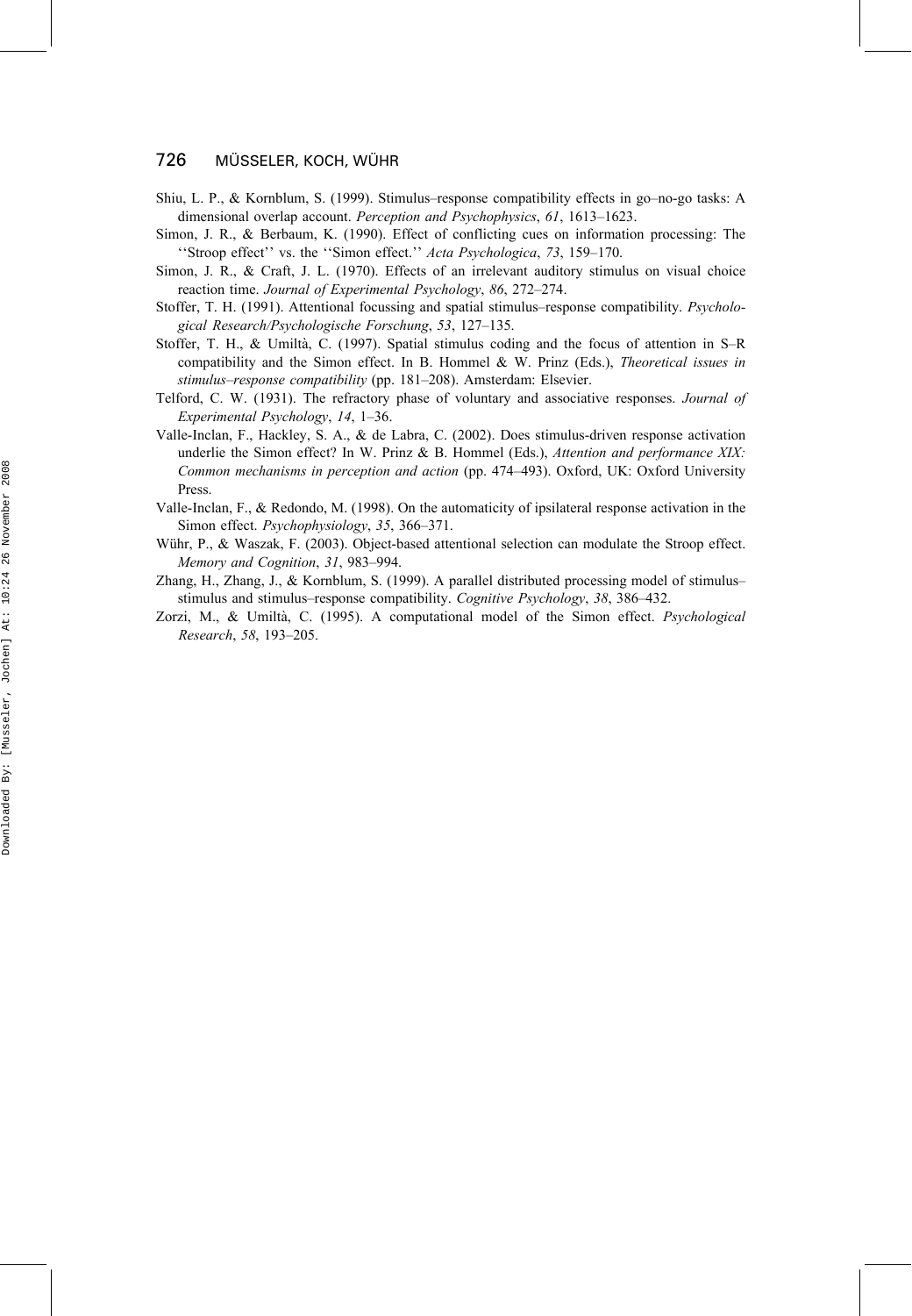Shiu, L. P., & Kornblum, S. (1999). Stimulus–response compatibility effects in go–no-go tasks: A dimensional overlap account. *Perception and Psychophysics*, *61*, 1613–1623.

Simon, J. R., & Berbaum, K. (1990). Effect of conflicting cues on information processing: The ''Stroop effect'' vs. the ''Simon effect.'' *Acta Psychologica*, *73*, 159–170.

Simon, J. R., & Craft, J. L. (1970). Effects of an irrelevant auditory stimulus on visual choice reaction time. *Journal of Experimental Psychology*, *86*, 272–274.

Stoffer, T. H. (1991). Attentional focussing and spatial stimulus–response compatibility. *Psychological Research/Psychologische Forschung*, *53*, 127–135.

Stoffer, T. H., & Umiltà, C. (1997). Spatial stimulus coding and the focus of attention in S–R compatibility and the Simon effect. In B. Hommel & W. Prinz (Eds.), *Theoretical issues in stimulus–response compatibility* (pp. 181–208). Amsterdam: Elsevier.

Telford, C. W. (1931). The refractory phase of voluntary and associative responses. *Journal of Experimental Psychology*, *14*, 1–36.

Valle-Inclan, F., Hackley, S. A., & de Labra, C. (2002). Does stimulus-driven response activation underlie the Simon effect? In W. Prinz & B. Hommel (Eds.), *Attention and performance XIX: Common mechanisms in perception and action* (pp. 474–493). Oxford, UK: Oxford University Press.

Valle-Inclan, F., & Redondo, M. (1998). On the automaticity of ipsilateral response activation in the Simon effect. *Psychophysiology*, *35*, 366–371.

Wühr, P., & Waszak, F. (2003). Object-based attentional selection can modulate the Stroop effect. *Memory and Cognition*, *31*, 983–994.

Zhang, H., Zhang, J., & Kornblum, S. (1999). A parallel distributed processing model of stimulus–stimulus and stimulus–response compatibility. *Cognitive Psychology*, *38*, 386–432.

Zorzi, M., & Umiltà, C. (1995). A computational model of the Simon effect. *Psychological Research*, *58*, 193–205.